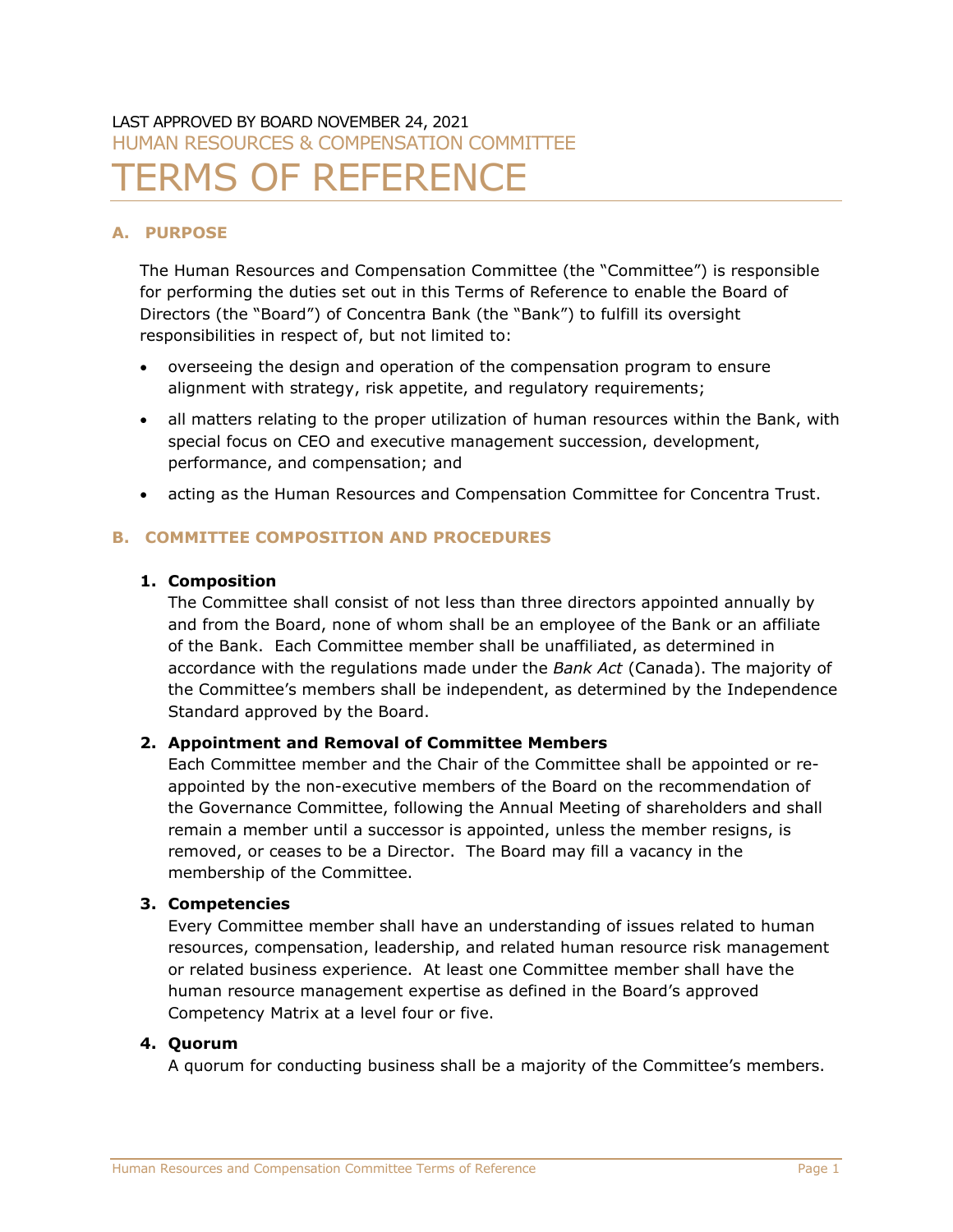LAST APPROVED BY BOARD NOVEMBER 24, 2021

HUMAN RESOURCES & COMPENSATION COMMITTEE

# TERMS OF REFERENCE

## A. PURPOSE

The Human Resources and Compensation Committee (the "Committee") is responsible for performing the duties set out in this Terms of Reference to enable the Board of Directors (the "Board") of Concentra Bank (the "Bank") to fulfill its oversight responsibilities in respect of, but not limited to:

- overseeing the design and operation of the compensation program to ensure alignment with strategy, risk appetite, and regulatory requirements;
- all matters relating to the proper utilization of human resources within the Bank, with special focus on CEO and executive management succession, development, performance, and compensation; and
- acting as the Human Resources and Compensation Committee for Concentra Trust.

## B. COMMITTEE COMPOSITION AND PROCEDURES

### 1. Composition

The Committee shall consist of not less than three directors appointed annually by and from the Board, none of whom shall be an employee of the Bank or an affiliate of the Bank. Each Committee member shall be unaffiliated, as determined in accordance with the regulations made under the *Bank Act* (Canada). The majority of the Committee's members shall be independent, as determined by the Independence Standard approved by the Board.

### 2. Appointment and Removal of Committee Members

Each Committee member and the Chair of the Committee shall be appointed or re-appointed by the non-executive members of the Board on the recommendation of the Governance Committee, following the Annual Meeting of shareholders and shall remain a member until a successor is appointed, unless the member resigns, is removed, or ceases to be a Director. The Board may fill a vacancy in the membership of the Committee.

### 3. Competencies

Every Committee member shall have an understanding of issues related to human resources, compensation, leadership, and related human resource risk management or related business experience. At least one Committee member shall have the human resource management expertise as defined in the Board's approved Competency Matrix at a level four or five.

### 4. Quorum

A quorum for conducting business shall be a majority of the Committee's members.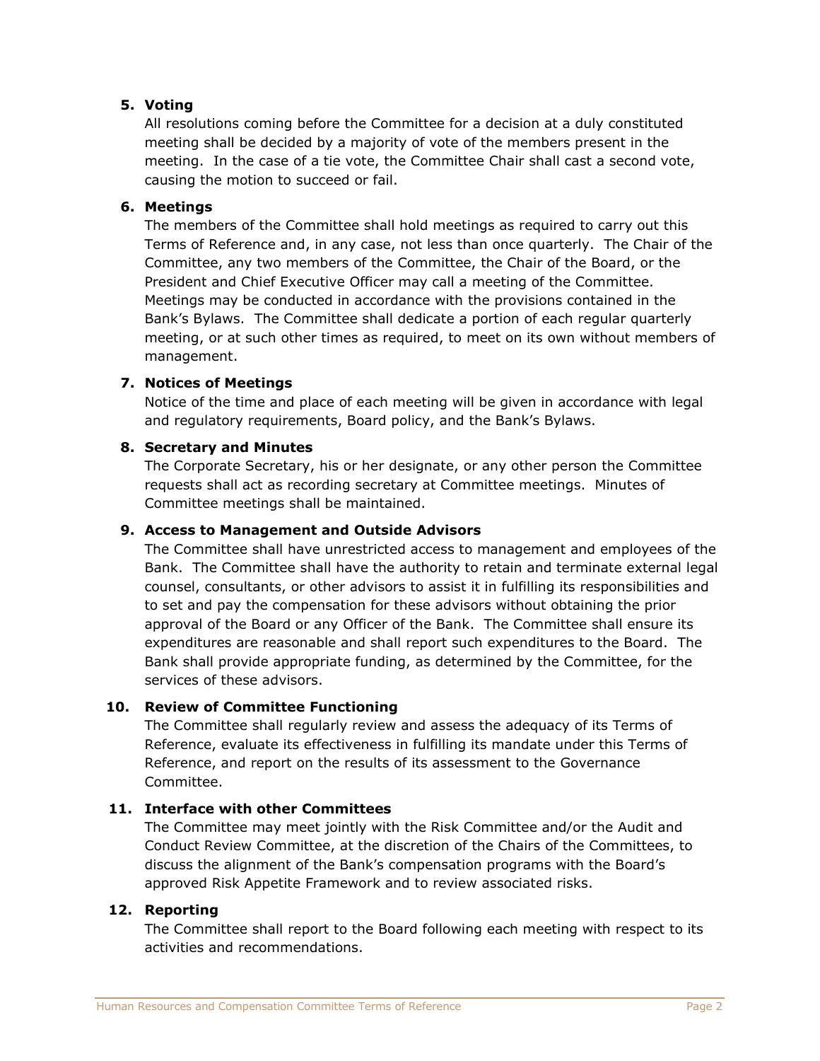5. **Voting**

   All resolutions coming before the Committee for a decision at a duly constituted meeting shall be decided by a majority of vote of the members present in the meeting. In the case of a tie vote, the Committee Chair shall cast a second vote, causing the motion to succeed or fail.

6. **Meetings**

   The members of the Committee shall hold meetings as required to carry out this Terms of Reference and, in any case, not less than once quarterly. The Chair of the Committee, any two members of the Committee, the Chair of the Board, or the President and Chief Executive Officer may call a meeting of the Committee. Meetings may be conducted in accordance with the provisions contained in the Bank's Bylaws. The Committee shall dedicate a portion of each regular quarterly meeting, or at such other times as required, to meet on its own without members of management.

7. **Notices of Meetings**

   Notice of the time and place of each meeting will be given in accordance with legal and regulatory requirements, Board policy, and the Bank's Bylaws.

8. **Secretary and Minutes**

   The Corporate Secretary, his or her designate, or any other person the Committee requests shall act as recording secretary at Committee meetings. Minutes of Committee meetings shall be maintained.

9. **Access to Management and Outside Advisors**

   The Committee shall have unrestricted access to management and employees of the Bank. The Committee shall have the authority to retain and terminate external legal counsel, consultants, or other advisors to assist it in fulfilling its responsibilities and to set and pay the compensation for these advisors without obtaining the prior approval of the Board or any Officer of the Bank. The Committee shall ensure its expenditures are reasonable and shall report such expenditures to the Board. The Bank shall provide appropriate funding, as determined by the Committee, for the services of these advisors.

10. **Review of Committee Functioning**

    The Committee shall regularly review and assess the adequacy of its Terms of Reference, evaluate its effectiveness in fulfilling its mandate under this Terms of Reference, and report on the results of its assessment to the Governance Committee.

11. **Interface with other Committees**

    The Committee may meet jointly with the Risk Committee and/or the Audit and Conduct Review Committee, at the discretion of the Chairs of the Committees, to discuss the alignment of the Bank's compensation programs with the Board's approved Risk Appetite Framework and to review associated risks.

12. **Reporting**

    The Committee shall report to the Board following each meeting with respect to its activities and recommendations.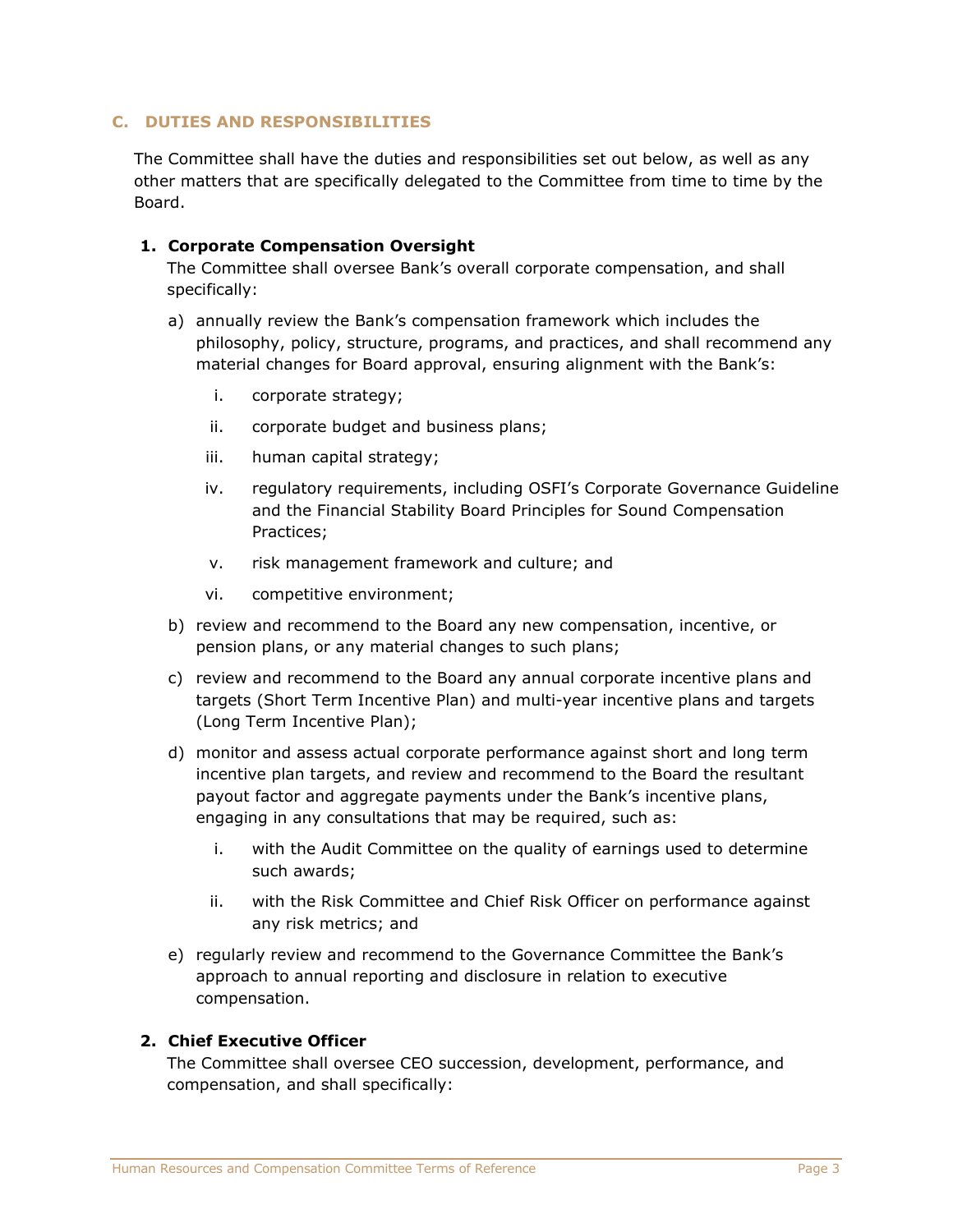## C. DUTIES AND RESPONSIBILITIES

The Committee shall have the duties and responsibilities set out below, as well as any other matters that are specifically delegated to the Committee from time to time by the Board.

### 1. Corporate Compensation Oversight

The Committee shall oversee Bank's overall corporate compensation, and shall specifically:

a) annually review the Bank's compensation framework which includes the philosophy, policy, structure, programs, and practices, and shall recommend any material changes for Board approval, ensuring alignment with the Bank's:

   i. corporate strategy;

   ii. corporate budget and business plans;

   iii. human capital strategy;

   iv. regulatory requirements, including OSFI's Corporate Governance Guideline and the Financial Stability Board Principles for Sound Compensation Practices;

   v. risk management framework and culture; and

   vi. competitive environment;

b) review and recommend to the Board any new compensation, incentive, or pension plans, or any material changes to such plans;

c) review and recommend to the Board any annual corporate incentive plans and targets (Short Term Incentive Plan) and multi-year incentive plans and targets (Long Term Incentive Plan);

d) monitor and assess actual corporate performance against short and long term incentive plan targets, and review and recommend to the Board the resultant payout factor and aggregate payments under the Bank's incentive plans, engaging in any consultations that may be required, such as:

   i. with the Audit Committee on the quality of earnings used to determine such awards;

   ii. with the Risk Committee and Chief Risk Officer on performance against any risk metrics; and

e) regularly review and recommend to the Governance Committee the Bank's approach to annual reporting and disclosure in relation to executive compensation.

### 2. Chief Executive Officer

The Committee shall oversee CEO succession, development, performance, and compensation, and shall specifically: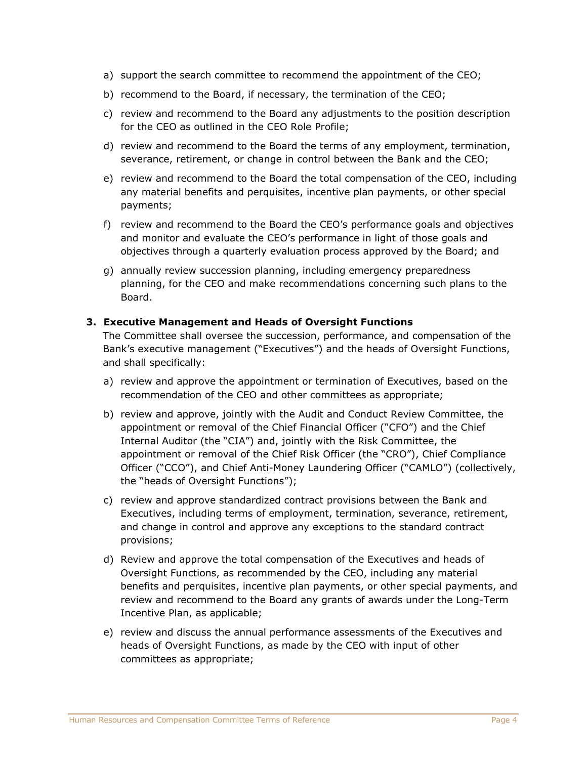a) support the search committee to recommend the appointment of the CEO;

b) recommend to the Board, if necessary, the termination of the CEO;

c) review and recommend to the Board any adjustments to the position description for the CEO as outlined in the CEO Role Profile;

d) review and recommend to the Board the terms of any employment, termination, severance, retirement, or change in control between the Bank and the CEO;

e) review and recommend to the Board the total compensation of the CEO, including any material benefits and perquisites, incentive plan payments, or other special payments;

f) review and recommend to the Board the CEO's performance goals and objectives and monitor and evaluate the CEO's performance in light of those goals and objectives through a quarterly evaluation process approved by the Board; and

g) annually review succession planning, including emergency preparedness planning, for the CEO and make recommendations concerning such plans to the Board.

**3. Executive Management and Heads of Oversight Functions**

The Committee shall oversee the succession, performance, and compensation of the Bank's executive management ("Executives") and the heads of Oversight Functions, and shall specifically:

a) review and approve the appointment or termination of Executives, based on the recommendation of the CEO and other committees as appropriate;

b) review and approve, jointly with the Audit and Conduct Review Committee, the appointment or removal of the Chief Financial Officer ("CFO") and the Chief Internal Auditor (the "CIA") and, jointly with the Risk Committee, the appointment or removal of the Chief Risk Officer (the "CRO"), Chief Compliance Officer ("CCO"), and Chief Anti-Money Laundering Officer ("CAMLO") (collectively, the "heads of Oversight Functions");

c) review and approve standardized contract provisions between the Bank and Executives, including terms of employment, termination, severance, retirement, and change in control and approve any exceptions to the standard contract provisions;

d) Review and approve the total compensation of the Executives and heads of Oversight Functions, as recommended by the CEO, including any material benefits and perquisites, incentive plan payments, or other special payments, and review and recommend to the Board any grants of awards under the Long-Term Incentive Plan, as applicable;

e) review and discuss the annual performance assessments of the Executives and heads of Oversight Functions, as made by the CEO with input of other committees as appropriate;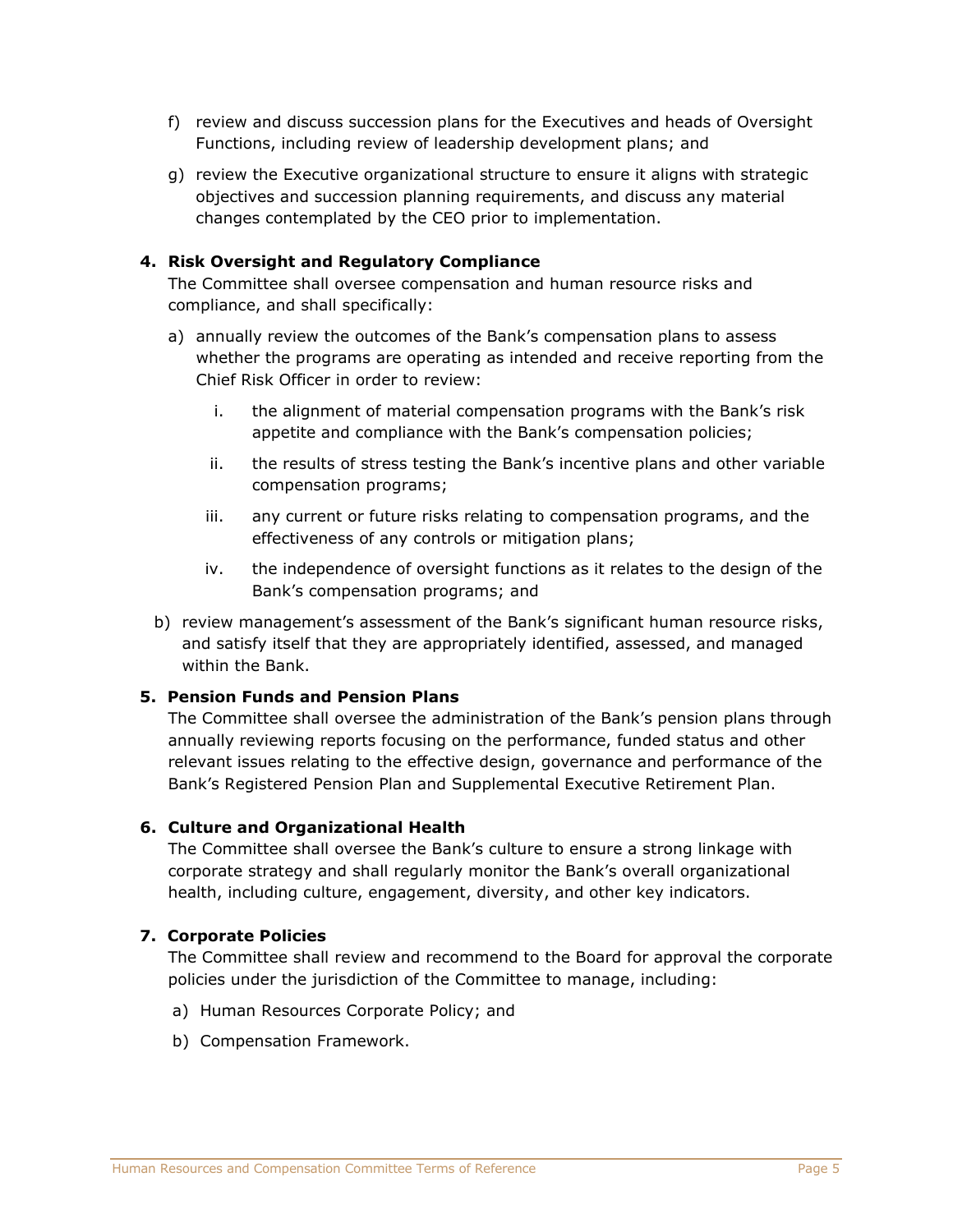f) review and discuss succession plans for the Executives and heads of Oversight Functions, including review of leadership development plans; and

g) review the Executive organizational structure to ensure it aligns with strategic objectives and succession planning requirements, and discuss any material changes contemplated by the CEO prior to implementation.

**4. Risk Oversight and Regulatory Compliance**

The Committee shall oversee compensation and human resource risks and compliance, and shall specifically:

a) annually review the outcomes of the Bank's compensation plans to assess whether the programs are operating as intended and receive reporting from the Chief Risk Officer in order to review:

   i. the alignment of material compensation programs with the Bank's risk appetite and compliance with the Bank's compensation policies;

   ii. the results of stress testing the Bank's incentive plans and other variable compensation programs;

   iii. any current or future risks relating to compensation programs, and the effectiveness of any controls or mitigation plans;

   iv. the independence of oversight functions as it relates to the design of the Bank's compensation programs; and

b) review management's assessment of the Bank's significant human resource risks, and satisfy itself that they are appropriately identified, assessed, and managed within the Bank.

**5. Pension Funds and Pension Plans**

The Committee shall oversee the administration of the Bank's pension plans through annually reviewing reports focusing on the performance, funded status and other relevant issues relating to the effective design, governance and performance of the Bank's Registered Pension Plan and Supplemental Executive Retirement Plan.

**6. Culture and Organizational Health**

The Committee shall oversee the Bank's culture to ensure a strong linkage with corporate strategy and shall regularly monitor the Bank's overall organizational health, including culture, engagement, diversity, and other key indicators.

**7. Corporate Policies**

The Committee shall review and recommend to the Board for approval the corporate policies under the jurisdiction of the Committee to manage, including:

a) Human Resources Corporate Policy; and

b) Compensation Framework.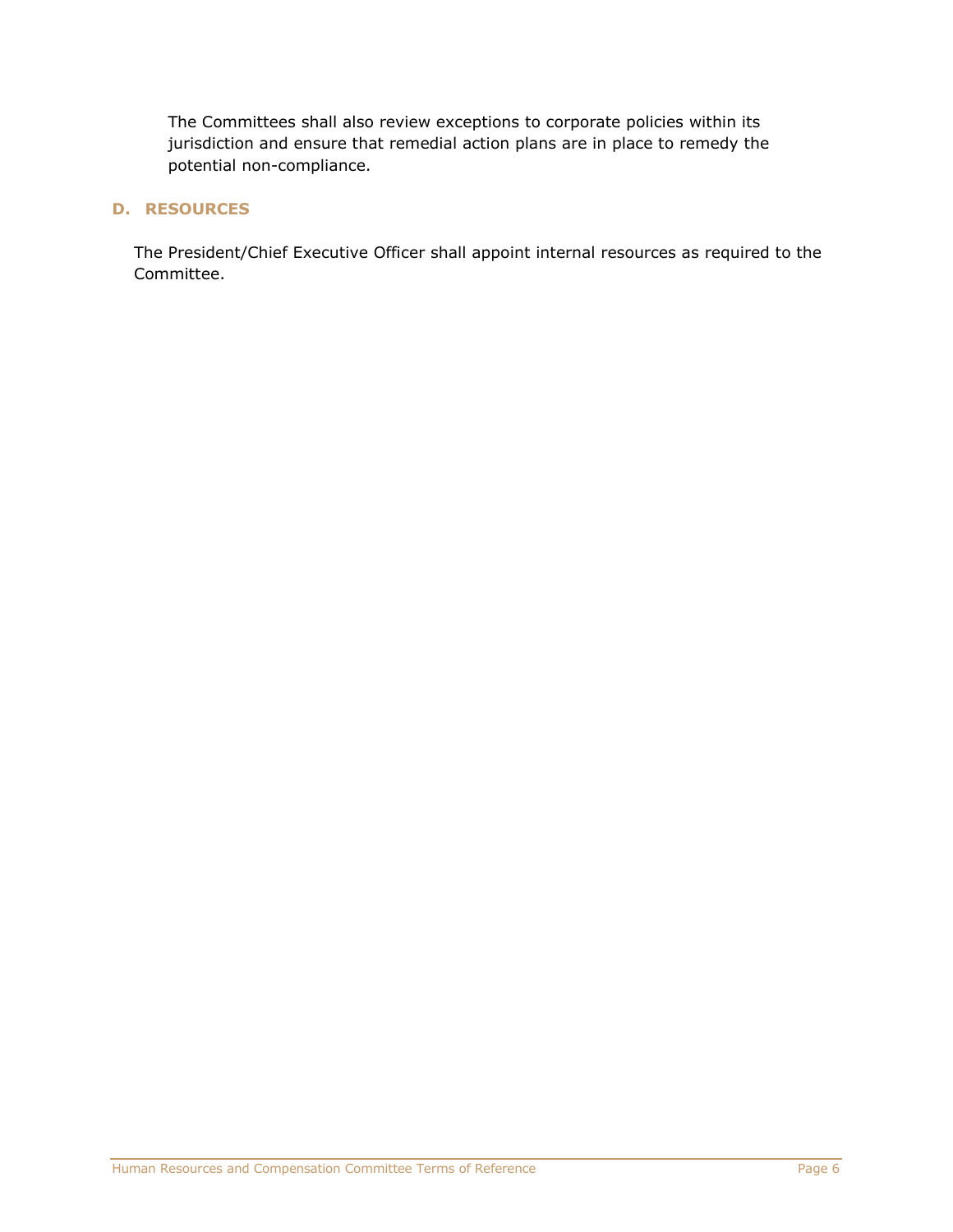The Committees shall also review exceptions to corporate policies within its jurisdiction and ensure that remedial action plans are in place to remedy the potential non-compliance.

## D. RESOURCES

The President/Chief Executive Officer shall appoint internal resources as required to the Committee.